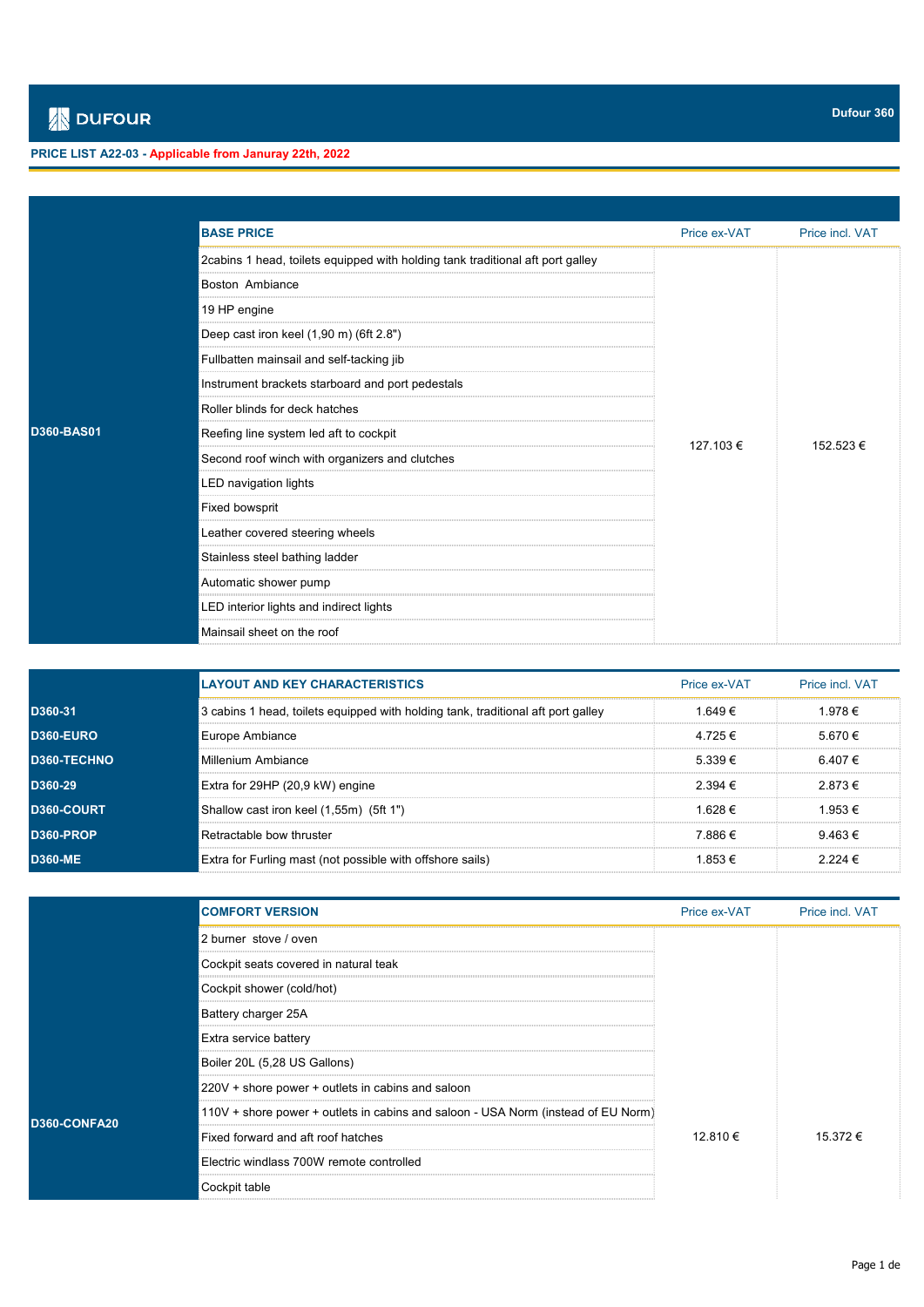DUFOUR

Dufour 360

**PRICE LIST A22-03 - Applicable from Januray 22th, 2022**

| | BASE PRICE | Price ex-VAT | Price incl. VAT |
|---|---|---|---|
| D360-BAS01 | 2cabins 1 head, toilets equipped with holding tank traditional aft port galley | 127.103 € | 152.523 € |
| | Boston Ambiance | | |
| | 19 HP engine | | |
| | Deep cast iron keel (1,90 m) (6ft 2.8") | | |
| | Fullbatten mainsail and self-tacking jib | | |
| | Instrument brackets starboard and port pedestals | | |
| | Roller blinds for deck hatches | | |
| | Reefing line system led aft to cockpit | | |
| | Second roof winch with organizers and clutches | | |
| | LED navigation lights | | |
| | Fixed bowsprit | | |
| | Leather covered steering wheels | | |
| | Stainless steel bathing ladder | | |
| | Automatic shower pump | | |
| | LED interior lights and indirect lights | | |
| | Mainsail sheet on the roof | | |

| | LAYOUT AND KEY CHARACTERISTICS | Price ex-VAT | Price incl. VAT |
|---|---|---|---|
| D360-31 | 3 cabins 1 head, toilets equipped with holding tank, traditional aft port galley | 1.649 € | 1.978 € |
| D360-EURO | Europe Ambiance | 4.725 € | 5.670 € |
| D360-TECHNO | Millenium Ambiance | 5.339 € | 6.407 € |
| D360-29 | Extra for 29HP (20,9 kW) engine | 2.394 € | 2.873 € |
| D360-COURT | Shallow cast iron keel (1,55m) (5ft 1") | 1.628 € | 1.953 € |
| D360-PROP | Retractable bow thruster | 7.886 € | 9.463 € |
| D360-ME | Extra for Furling mast (not possible with offshore sails) | 1.853 € | 2.224 € |

| | COMFORT VERSION | Price ex-VAT | Price incl. VAT |
|---|---|---|---|
| D360-CONFA20 | 2 burner stove / oven | 12.810 € | 15.372 € |
| | Cockpit seats covered in natural teak | | |
| | Cockpit shower (cold/hot) | | |
| | Battery charger 25A | | |
| | Extra service battery | | |
| | Boiler 20L (5,28 US Gallons) | | |
| | 220V + shore power + outlets in cabins and saloon | | |
| | 110V + shore power + outlets in cabins and saloon - USA Norm (instead of EU Norm) | | |
| | Fixed forward and aft roof hatches | | |
| | Electric windlass 700W remote controlled | | |
| | Cockpit table | | |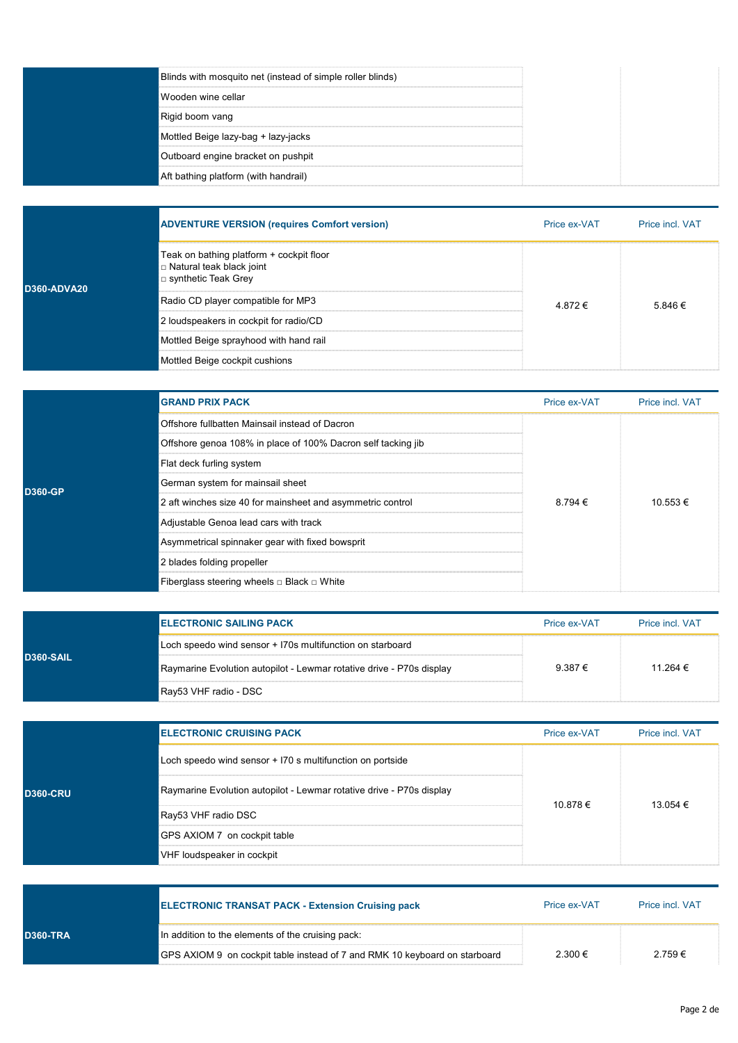| | | | |
|---|---|---|---|
| | Blinds with mosquito net (instead of simple roller blinds) | | |
| | Wooden wine cellar | | |
| | Rigid boom vang | | |
| | Mottled Beige lazy-bag + lazy-jacks | | |
| | Outboard engine bracket on pushpit | | |
| | Aft bathing platform (with handrail) | | |

| | **ADVENTURE VERSION (requires Comfort version)** | Price ex-VAT | Price incl. VAT |
|---|---|---|---|
| **D360-ADVA20** | Teak on bathing platform + cockpit floor<br>□ Natural teak black joint<br>□ synthetic Teak Grey | 4.872 € | 5.846 € |
| | Radio CD player compatible for MP3 | | |
| | 2 loudspeakers in cockpit for radio/CD | | |
| | Mottled Beige sprayhood with hand rail | | |
| | Mottled Beige cockpit cushions | | |

| | **GRAND PRIX PACK** | Price ex-VAT | Price incl. VAT |
|---|---|---|---|
| **D360-GP** | Offshore fullbatten Mainsail instead of Dacron | 8.794 € | 10.553 € |
| | Offshore genoa 108% in place of 100% Dacron self tacking jib | | |
| | Flat deck furling system | | |
| | German system for mainsail sheet | | |
| | 2 aft winches size 40 for mainsheet and asymmetric control | | |
| | Adjustable Genoa lead cars with track | | |
| | Asymmetrical spinnaker gear with fixed bowsprit | | |
| | 2 blades folding propeller | | |
| | Fiberglass steering wheels □ Black □ White | | |

| | **ELECTRONIC SAILING PACK** | Price ex-VAT | Price incl. VAT |
|---|---|---|---|
| **D360-SAIL** | Loch speedo wind sensor + I70s multifunction on starboard | 9.387 € | 11.264 € |
| | Raymarine Evolution autopilot - Lewmar rotative drive - P70s display | | |
| | Ray53 VHF radio - DSC | | |

| | **ELECTRONIC CRUISING PACK** | Price ex-VAT | Price incl. VAT |
|---|---|---|---|
| **D360-CRU** | Loch speedo wind sensor + I70 s multifunction on portside | 10.878 € | 13.054 € |
| | Raymarine Evolution autopilot - Lewmar rotative drive - P70s display | | |
| | Ray53 VHF radio DSC | | |
| | GPS AXIOM 7 on cockpit table | | |
| | VHF loudspeaker in cockpit | | |

| | **ELECTRONIC TRANSAT PACK - Extension Cruising pack** | Price ex-VAT | Price incl. VAT |
|---|---|---|---|
| **D360-TRA** | In addition to the elements of the cruising pack: | | |
| | GPS AXIOM 9 on cockpit table instead of 7 and RMK 10 keyboard on starboard | 2.300 € | 2.759 € |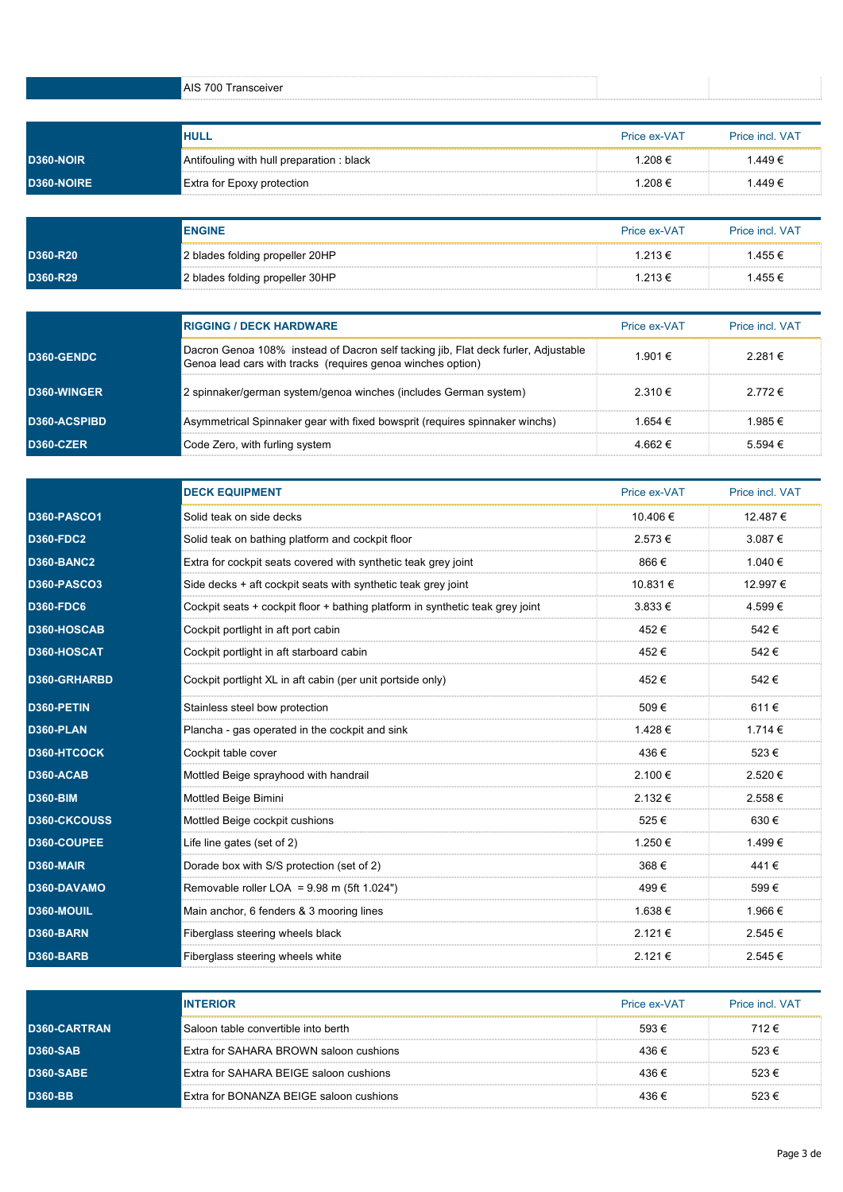| | AIS 700 Transceiver | | |
|---|---|---|---|

| | HULL | Price ex-VAT | Price incl. VAT |
|---|---|---|---|
| D360-NOIR | Antifouling with hull preparation : black | 1.208 € | 1.449 € |
| D360-NOIRE | Extra for Epoxy protection | 1.208 € | 1.449 € |

| | ENGINE | Price ex-VAT | Price incl. VAT |
|---|---|---|---|
| D360-R20 | 2 blades folding propeller 20HP | 1.213 € | 1.455 € |
| D360-R29 | 2 blades folding propeller 30HP | 1.213 € | 1.455 € |

| | RIGGING / DECK HARDWARE | Price ex-VAT | Price incl. VAT |
|---|---|---|---|
| D360-GENDC | Dacron Genoa 108% instead of Dacron self tacking jib, Flat deck furler, Adjustable Genoa lead cars with tracks (requires genoa winches option) | 1.901 € | 2.281 € |
| D360-WINGER | 2 spinnaker/german system/genoa winches (includes German system) | 2.310 € | 2.772 € |
| D360-ACSPIBD | Asymmetrical Spinnaker gear with fixed bowsprit (requires spinnaker winchs) | 1.654 € | 1.985 € |
| D360-CZER | Code Zero, with furling system | 4.662 € | 5.594 € |

| | DECK EQUIPMENT | Price ex-VAT | Price incl. VAT |
|---|---|---|---|
| D360-PASCO1 | Solid teak on side decks | 10.406 € | 12.487 € |
| D360-FDC2 | Solid teak on bathing platform and cockpit floor | 2.573 € | 3.087 € |
| D360-BANC2 | Extra for cockpit seats covered with synthetic teak grey joint | 866 € | 1.040 € |
| D360-PASCO3 | Side decks + aft cockpit seats with synthetic teak grey joint | 10.831 € | 12.997 € |
| D360-FDC6 | Cockpit seats + cockpit floor + bathing platform in synthetic teak grey joint | 3.833 € | 4.599 € |
| D360-HOSCAB | Cockpit portlight in aft port cabin | 452 € | 542 € |
| D360-HOSCAT | Cockpit portlight in aft starboard cabin | 452 € | 542 € |
| D360-GRHARBD | Cockpit portlight XL in aft cabin (per unit portside only) | 452 € | 542 € |
| D360-PETIN | Stainless steel bow protection | 509 € | 611 € |
| D360-PLAN | Plancha - gas operated in the cockpit and sink | 1.428 € | 1.714 € |
| D360-HTCOCK | Cockpit table cover | 436 € | 523 € |
| D360-ACAB | Mottled Beige sprayhood with handrail | 2.100 € | 2.520 € |
| D360-BIM | Mottled Beige Bimini | 2.132 € | 2.558 € |
| D360-CKCOUSS | Mottled Beige cockpit cushions | 525 € | 630 € |
| D360-COUPEE | Life line gates (set of 2) | 1.250 € | 1.499 € |
| D360-MAIR | Dorade box with S/S protection (set of 2) | 368 € | 441 € |
| D360-DAVAMO | Removable roller LOA = 9.98 m (5ft 1.024") | 499 € | 599 € |
| D360-MOUIL | Main anchor, 6 fenders & 3 mooring lines | 1.638 € | 1.966 € |
| D360-BARN | Fiberglass steering wheels black | 2.121 € | 2.545 € |
| D360-BARB | Fiberglass steering wheels white | 2.121 € | 2.545 € |

| | INTERIOR | Price ex-VAT | Price incl. VAT |
|---|---|---|---|
| D360-CARTRAN | Saloon table convertible into berth | 593 € | 712 € |
| D360-SAB | Extra for SAHARA BROWN saloon cushions | 436 € | 523 € |
| D360-SABE | Extra for SAHARA BEIGE saloon cushions | 436 € | 523 € |
| D360-BB | Extra for BONANZA BEIGE saloon cushions | 436 € | 523 € |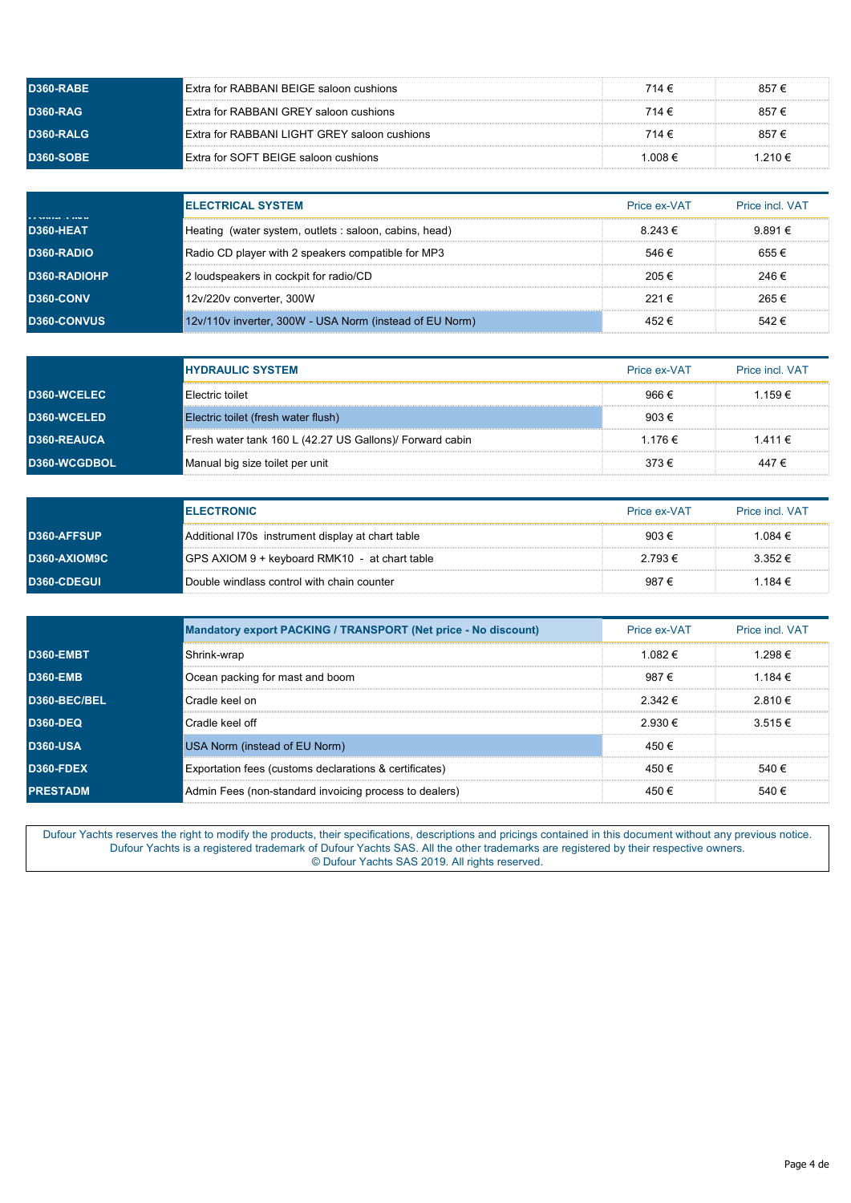| | | | |
|---|---|---|---|
| D360-RABE | Extra for RABBANI BEIGE saloon cushions | 714 € | 857 € |
| D360-RAG | Extra for RABBANI GREY saloon cushions | 714 € | 857 € |
| D360-RALG | Extra for RABBANI LIGHT GREY saloon cushions | 714 € | 857 € |
| D360-SOBE | Extra for SOFT BEIGE saloon cushions | 1.008 € | 1.210 € |

| | ELECTRICAL SYSTEM | Price ex-VAT | Price incl. VAT |
|---|---|---|---|
| D360-HEAT | Heating (water system, outlets : saloon, cabins, head) | 8.243 € | 9.891 € |
| D360-RADIO | Radio CD player with 2 speakers compatible for MP3 | 546 € | 655 € |
| D360-RADIOHP | 2 loudspeakers in cockpit for radio/CD | 205 € | 246 € |
| D360-CONV | 12v/220v converter, 300W | 221 € | 265 € |
| D360-CONVUS | 12v/110v inverter, 300W - USA Norm (instead of EU Norm) | 452 € | 542 € |

| | HYDRAULIC SYSTEM | Price ex-VAT | Price incl. VAT |
|---|---|---|---|
| D360-WCELEC | Electric toilet | 966 € | 1.159 € |
| D360-WCELED | Electric toilet (fresh water flush) | 903 € | |
| D360-REAUCA | Fresh water tank 160 L (42.27 US Gallons)/ Forward cabin | 1.176 € | 1.411 € |
| D360-WCGDBOL | Manual big size toilet per unit | 373 € | 447 € |

| | ELECTRONIC | Price ex-VAT | Price incl. VAT |
|---|---|---|---|
| D360-AFFSUP | Additional I70s instrument display at chart table | 903 € | 1.084 € |
| D360-AXIOM9C | GPS AXIOM 9 + keyboard RMK10 - at chart table | 2.793 € | 3.352 € |
| D360-CDEGUI | Double windlass control with chain counter | 987 € | 1.184 € |

| | Mandatory export PACKING / TRANSPORT (Net price - No discount) | Price ex-VAT | Price incl. VAT |
|---|---|---|---|
| D360-EMBT | Shrink-wrap | 1.082 € | 1.298 € |
| D360-EMB | Ocean packing for mast and boom | 987 € | 1.184 € |
| D360-BEC/BEL | Cradle keel on | 2.342 € | 2.810 € |
| D360-DEQ | Cradle keel off | 2.930 € | 3.515 € |
| D360-USA | USA Norm (instead of EU Norm) | 450 € | |
| D360-FDEX | Exportation fees (customs declarations & certificates) | 450 € | 540 € |
| PRESTADM | Admin Fees (non-standard invoicing process to dealers) | 450 € | 540 € |

Dufour Yachts reserves the right to modify the products, their specifications, descriptions and pricings contained in this document without any previous notice.
Dufour Yachts is a registered trademark of Dufour Yachts SAS. All the other trademarks are registered by their respective owners.
© Dufour Yachts SAS 2019. All rights reserved.